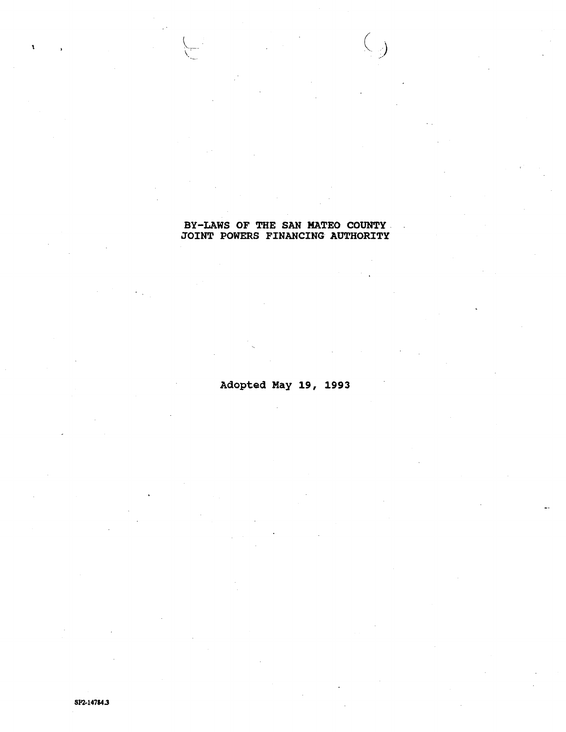# BY-LAWS OF THE SAN MATEO COUNTY JOINT POWERS FINANCING AUTHORITY

Adopted May 19, 1993

SF2-14784.3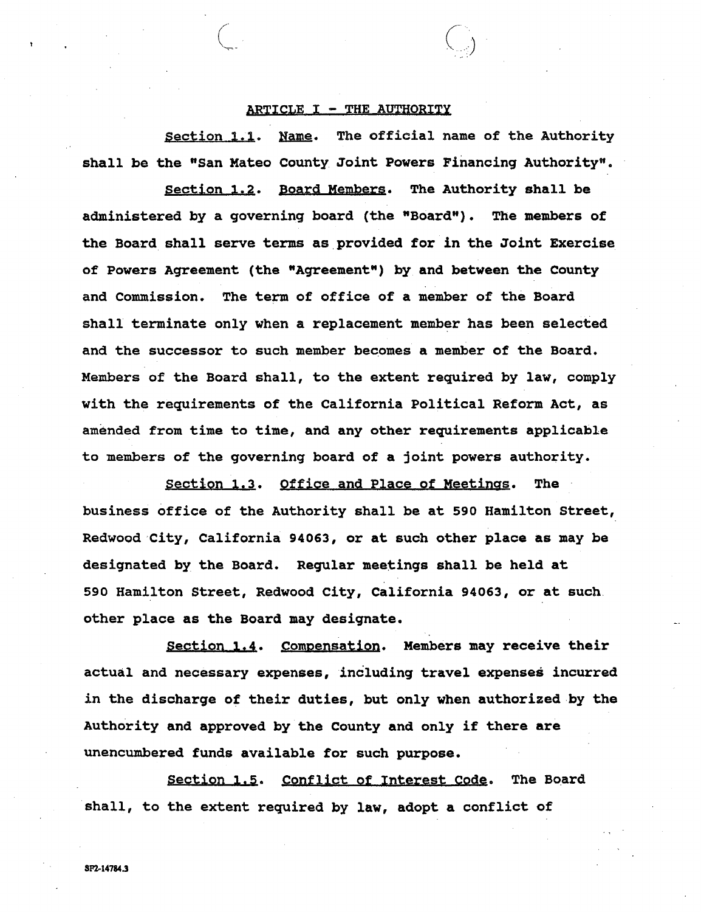## ARTICLE I - THE AUTHORITY

Section 1.1. Name. The official name of the Authority shall be the "San Mateo County Joint Powers Financing Authority".

Section 1.2. Board Members. The Authority shall be administered by a governing board (the "Board"). The members of the Board shall serve terms as provided for in the Joint Exercise of Powers Agreement (the "Agreement") by and between the County and Commission. The term of office of a member of the Board shall terminate only when a replacement member has been selected and the successor to such member becomes a member of the Board. Members of the Board shall, to the extent required by law, comply with the requirements of the California Political Reform Act, as amended from time to time, and any other requirements applicable to members of the governing board of a joint powers authority.

Section 1.3. Office and Place of Meetings. The business office of the Authority shall be at 590 Hamilton Street, Redwood City, California 94063, or at such other place as may be designated by the Board. Regular meetings shall be held at 590 Hamilton Street, Redwood City, California 94063, or at such other place as the Board may designate.

Section 1.4. Compensation. Members may receive their actual and necessary expenses, including travel expenses incurred in the discharge of their duties, but only when authorized by the Authority and approved by the County and only if there are unencumbered funds available for such purpose.

Section 1.5. Conflict of Interest Code. The Board shall, to the extent required by law, adopt a conflict of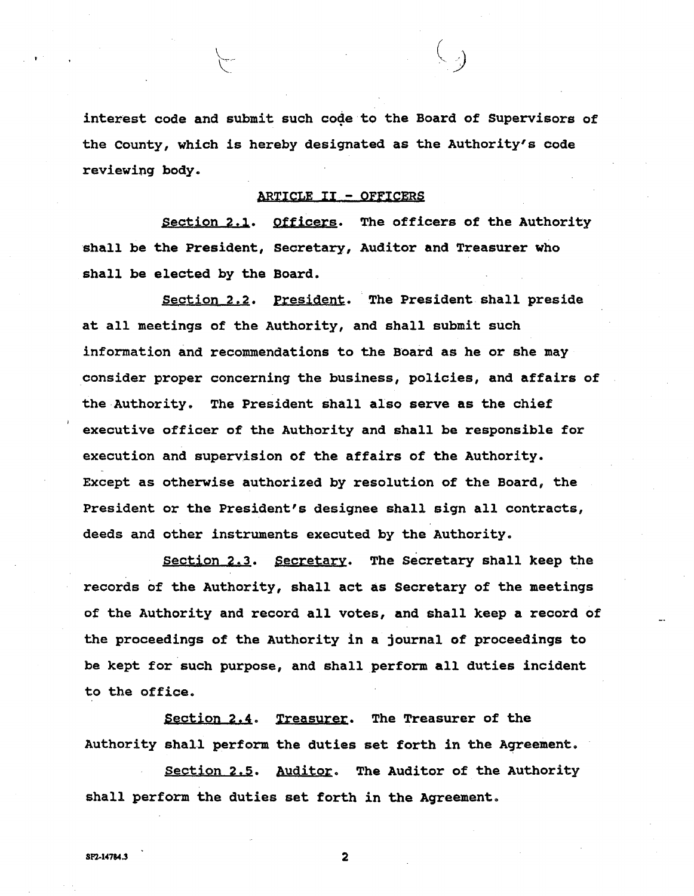interest code and submit such code to the Board of Supervisors of the County, which is hereby designated as the Authority's code reviewing body.

## ARTICLE II - OFFICERS

Section 2.1. Officers. The officers of the Authority shall be the President, Secretary, Auditor and Treasurer who shall be elected by the Board.

Section 2.2. President. The President shall preside at all meetings of the Authority, and shall submit such information and recommendations to the Board as he or she may consider proper concerning the business, policies, and affairs of the Authority. The President shall also serve as the chief executive officer of the Authority and shall be responsible for execution and supervision of the affairs of the Authority. Except as otherwise authorized by resolution of the Board, the President or the President's designee shall sign all contracts, deeds and other instruments executed by the Authority.

Section 2.3. Secretary. The Secretary shall keep the records of the Authority, shall act as Secretary of the meetings of the Authority and record all votes, and shall keep a record of the proceedings of the Authority in a journal of proceedings to be kept for such purpose, and shall perform all duties incident to the office.

Section 2.4. Treasurer. The Treasurer of the Authority shall perform the duties set forth in the Agreement.

Section 2.5. Auditor. The Auditor of the Authority shall perform the duties set forth in the Agreement.

SF2-14784.3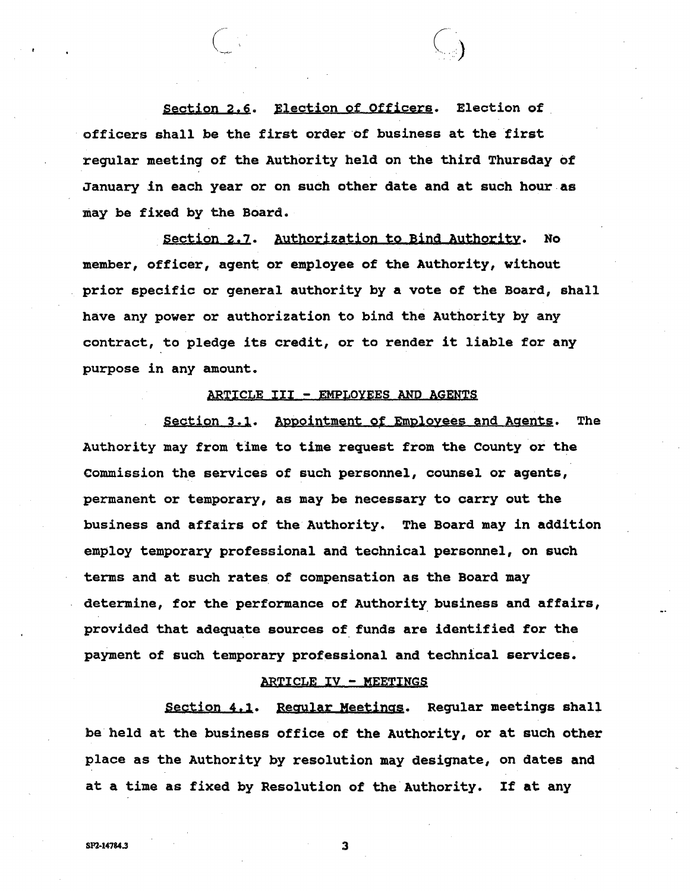<u>Section 2.6</u>. <u>Election of Officers</u>. Election of officers shall be the first order of business at the first regular meeting of the Authority held on the third Thursday of January in each year or on such other date and at such hour as may be fixed by the Board.

<u>Section 2.7</u>. <u>Authorization to Bind Authority</u>. No member, officer, agent or employee of the Authority, without prior specific or general authority by a vote of the Board, shall have any power or authorization to bind the Authority by any contract, to pledge its credit, or to render it liable for any purpose in any amount.

## ARTICLE III - EMPLOYEES AND AGENTS

<u>Section 3.1</u>. <u>Appointment of Employees and Agents</u>. The Authority may from time to time request from the County or the Commission the services of such personnel, counsel or agents, permanent or temporary, as may be necessary to carry out the business and affairs of the Authority. The Board may in addition employ temporary professional and technical personnel, on such terms and at such rates of compensation as the Board may determine, for the performance of Authority business and affairs, provided that adequate sources of funds are identified for the payment of such temporary professional and technical services.

## ARTICLE IV - MEETINGS

<u>Section 4.1</u>. <u>Regular Meetings</u>. Regular meetings shall be held at the business office of the Authority, or at such other place as the Authority by resolution may designate, on dates and at a time as fixed by Resolution of the Authority. If at any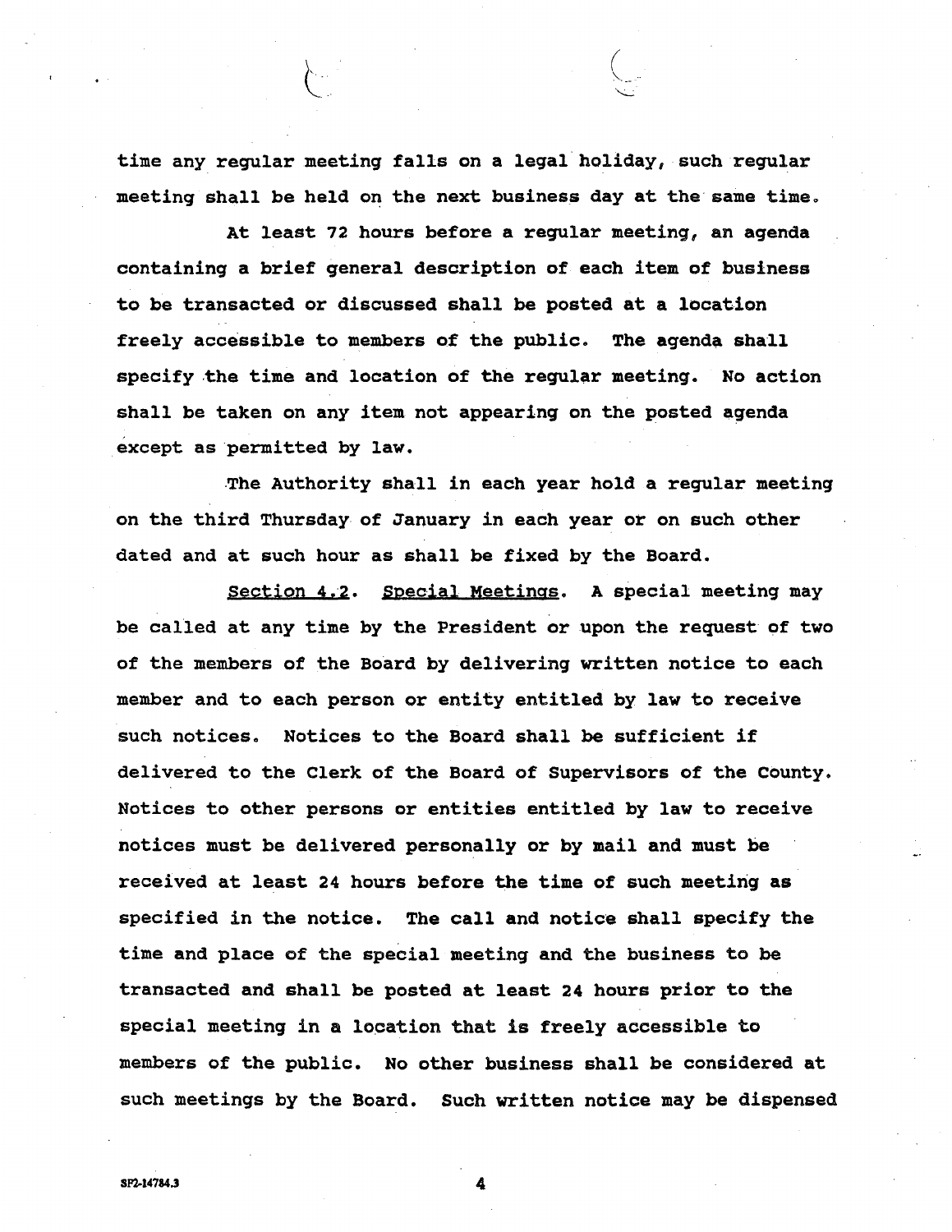time any regular meeting falls on a legal holiday, such regular meeting shall be held on the next business day at the same time.

At least 72 hours before a regular meeting, an agenda containing a brief general description of each item of business to be transacted or discussed shall be posted at a location freely accessible to members of the public. The agenda shall specify the time and location of the regular meeting. No action shall be taken on any item not appearing on the posted agenda except as permitted by law.

The Authority shall in each year hold a regular meeting on the third Thursday of January in each year or on such other dated and at such hour as shall be fixed by the Board.

Section 4.2. Special Meetings. A special meeting may be called at any time by the President or upon the request of two of the members of the Board by delivering written notice to each member and to each person or entity entitled by law to receive such notices. Notices to the Board shall be sufficient if delivered to the Clerk of the Board of Supervisors of the County. Notices to other persons or entities entitled by law to receive notices must be delivered personally or by mail and must be received at least 24 hours before the time of such meeting as specified in the notice. The call and notice shall specify the time and place of the special meeting and the business to be transacted and shall be posted at least 24 hours prior to the special meeting in a location that is freely accessible to members of the public. No other business shall be considered at such meetings by the Board. Such written notice may be dispensed

SF2-14784.3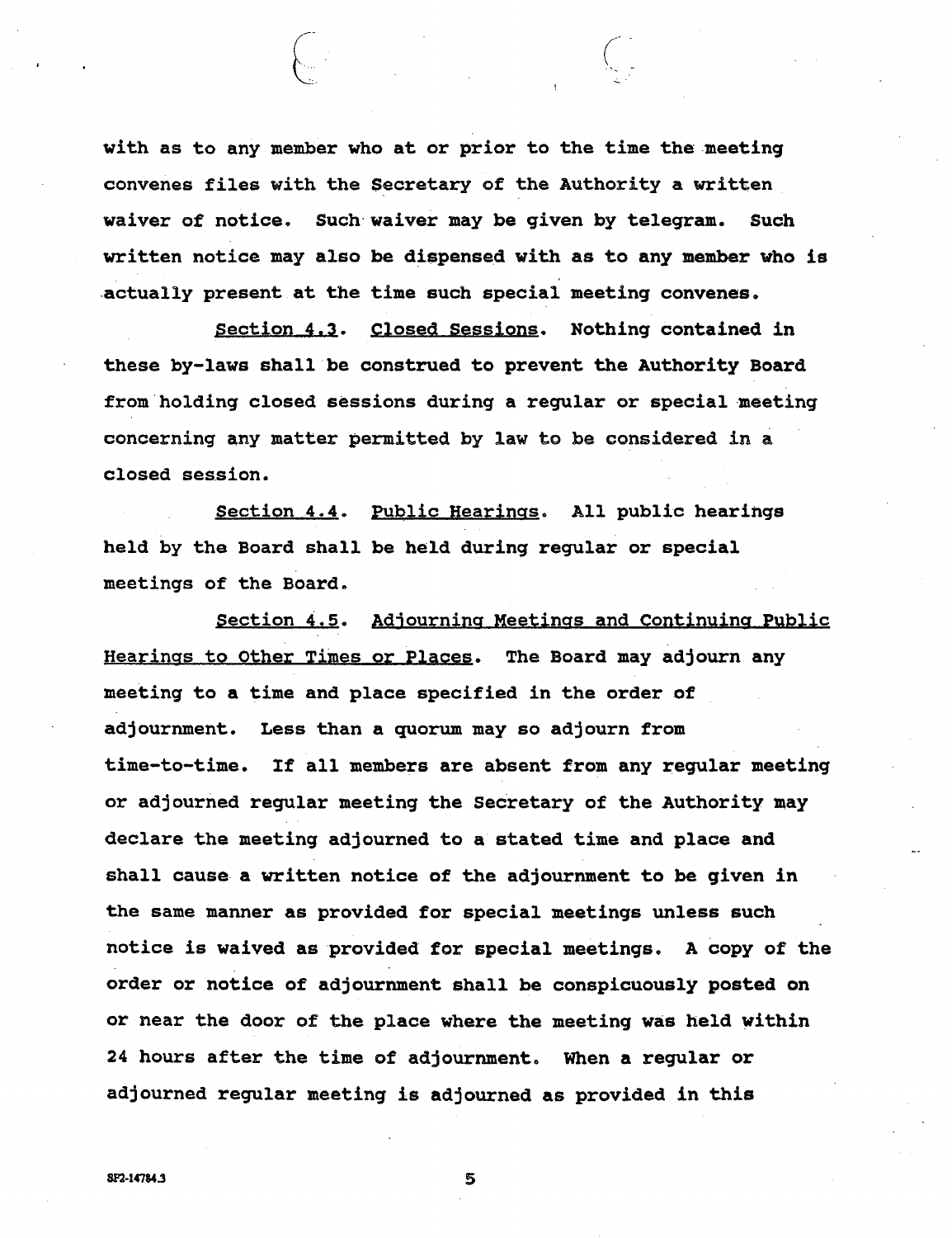with as to any member who at or prior to the time the meeting convenes files with the Secretary of the Authority a written waiver of notice. Such waiver may be given by telegram. Such written notice may also be dispensed with as to any member who is actually present at the time such special meeting convenes.

Section 4.3. Closed Sessions. Nothing contained in these by-laws shall be construed to prevent the Authority Board from holding closed sessions during a regular or special meeting concerning any matter permitted by law to be considered in a closed session.

Section 4.4. Public Hearings. All public hearings held by the Board shall be held during regular or special meetings of the Board.

Section 4.5. Adjourning Meetings and Continuing Public Hearings to Other Times or Places. The Board may adjourn any meeting to a time and place specified in the order of adjournment. Less than a quorum may so adjourn from time-to-time. If all members are absent from any regular meeting or adjourned regular meeting the Secretary of the Authority may declare the meeting adjourned to a stated time and place and shall cause a written notice of the adjournment to be given in the same manner as provided for special meetings unless such notice is waived as provided for special meetings. A copy of the order or notice of adjournment shall be conspicuously posted on or near the door of the place where the meeting was held within 24 hours after the time of adjournment. When a regular or adjourned regular meeting is adjourned as provided in this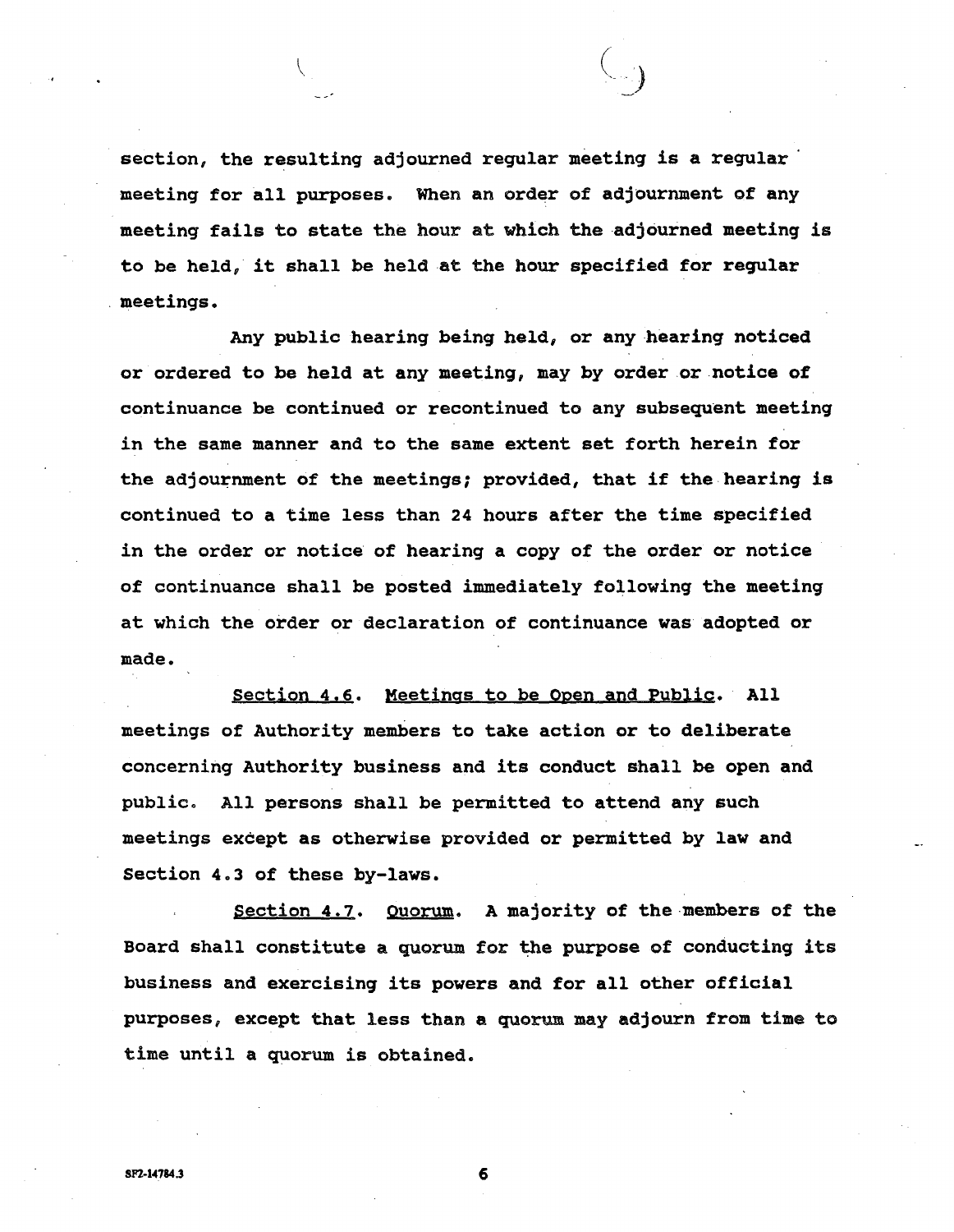section, the resulting adjourned regular meeting is a regular meeting for all purposes. When an order of adjournment of any meeting fails to state the hour at which the adjourned meeting is to be held, it shall be held at the hour specified for regular meetings.

Any public hearing being held, or any hearing noticed or ordered to be held at any meeting, may by order or notice of continuance be continued or recontinued to any subsequent meeting in the same manner and to the same extent set forth herein for the adjournment of the meetings; provided, that if the hearing is continued to a time less than 24 hours after the time specified in the order or notice of hearing a copy of the order or notice of continuance shall be posted immediately following the meeting at which the order or declaration of continuance was adopted or made.

Section 4.6. Meetings to be Open and Public. All meetings of Authority members to take action or to deliberate concerning Authority business and its conduct shall be open and public. All persons shall be permitted to attend any such meetings except as otherwise provided or permitted by law and Section 4.3 of these by-laws.

Section 4.7. Quorum. A majority of the members of the Board shall constitute a quorum for the purpose of conducting its business and exercising its powers and for all other official purposes, except that less than a quorum may adjourn from time to time until a quorum is obtained.

SF2-14784.3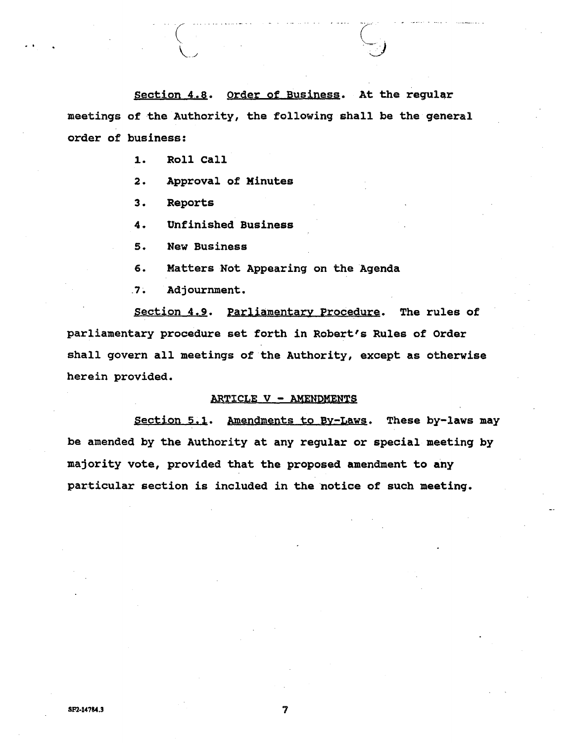Section 4.8. Order of Business. At the regular meetings of the Authority, the following shall be the general order of business:

1. Roll Call
2. Approval of Minutes
3. Reports
4. Unfinished Business
5. New Business
6. Matters Not Appearing on the Agenda
7. Adjournment.

Section 4.9. Parliamentary Procedure. The rules of parliamentary procedure set forth in Robert's Rules of Order shall govern all meetings of the Authority, except as otherwise herein provided.

## ARTICLE V - AMENDMENTS

Section 5.1. Amendments to By-Laws. These by-laws may be amended by the Authority at any regular or special meeting by majority vote, provided that the proposed amendment to any particular section is included in the notice of such meeting.

SF2-14784.3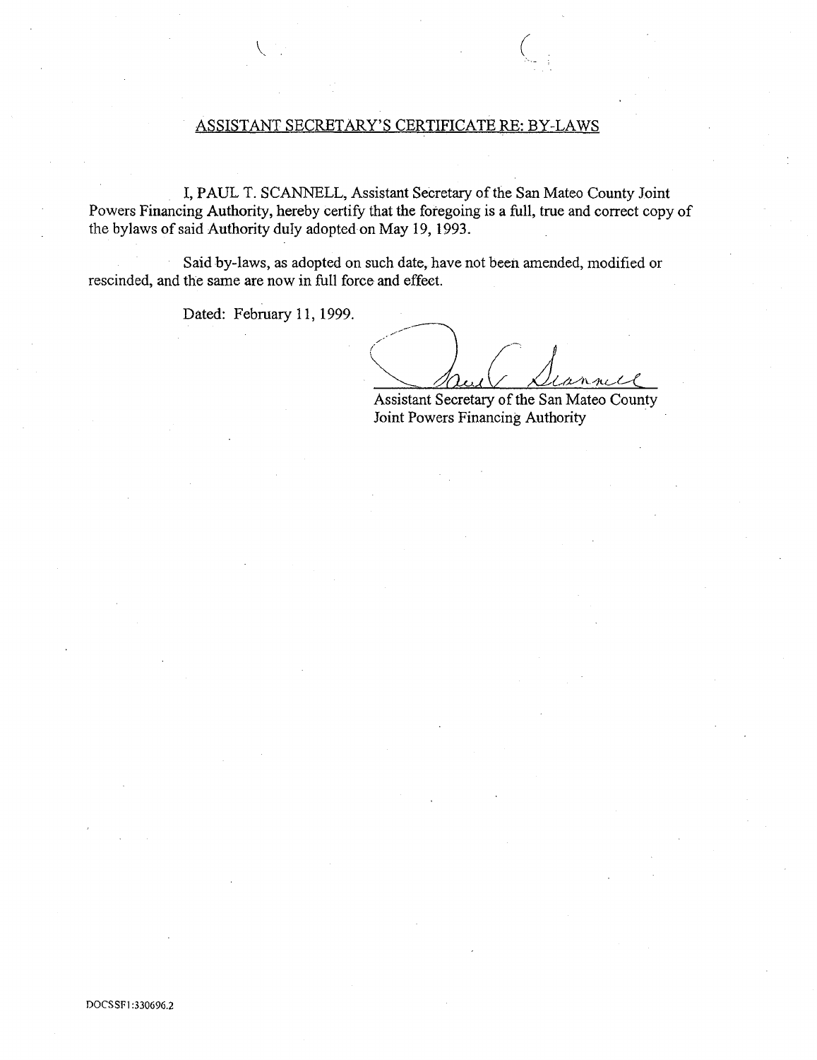## ASSISTANT SECRETARY'S CERTIFICATE RE: BY-LAWS

I, PAUL T. SCANNELL, Assistant Secretary of the San Mateo County Joint Powers Financing Authority, hereby certify that the foregoing is a full, true and correct copy of the bylaws of said Authority duly adopted on May 19, 1993.

Said by-laws, as adopted on such date, have not been amended, modified or rescinded, and the same are now in full force and effect.

Dated: February 11, 1999.

Paul T. Scannell

Assistant Secretary of the San Mateo County Joint Powers Financing Authority

DOCSSF1:330696.2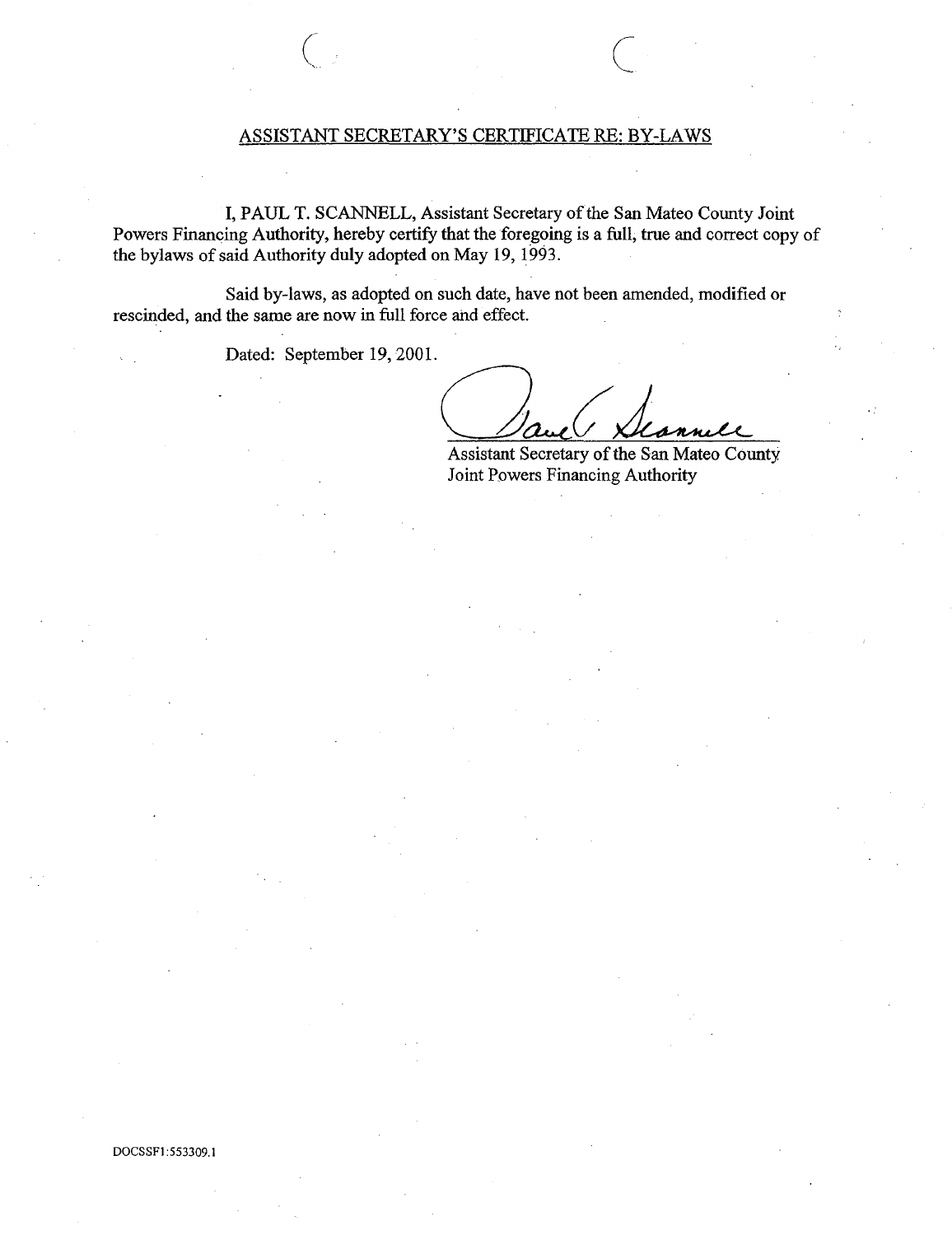## ASSISTANT SECRETARY'S CERTIFICATE RE: BY-LAWS

I, PAUL T. SCANNELL, Assistant Secretary of the San Mateo County Joint Powers Financing Authority, hereby certify that the foregoing is a full, true and correct copy of the bylaws of said Authority duly adopted on May 19, 1993.

Said by-laws, as adopted on such date, have not been amended, modified or rescinded, and the same are now in full force and effect.

Dated: September 19, 2001.

Assistant Secretary of the San Mateo County Joint Powers Financing Authority

DOCSSF1:553309.1